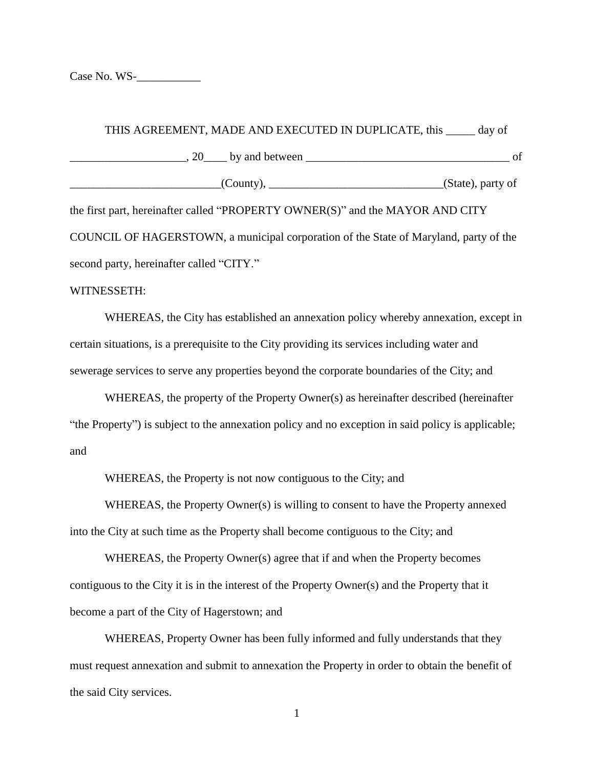Case No. WS-___________

THIS AGREEMENT, MADE AND EXECUTED IN DUPLICATE, this _____ day of ____________________, 20____ by and between ___________________________________ of __________________________(County), ______________________________(State), party of the first part, hereinafter called "PROPERTY OWNER(S)" and the MAYOR AND CITY COUNCIL OF HAGERSTOWN, a municipal corporation of the State of Maryland, party of the second party, hereinafter called "CITY."

WITNESSETH:

WHEREAS, the City has established an annexation policy whereby annexation, except in certain situations, is a prerequisite to the City providing its services including water and sewerage services to serve any properties beyond the corporate boundaries of the City; and

WHEREAS, the property of the Property Owner(s) as hereinafter described (hereinafter "the Property") is subject to the annexation policy and no exception in said policy is applicable; and

WHEREAS, the Property is not now contiguous to the City; and

WHEREAS, the Property Owner(s) is willing to consent to have the Property annexed into the City at such time as the Property shall become contiguous to the City; and

WHEREAS, the Property Owner(s) agree that if and when the Property becomes contiguous to the City it is in the interest of the Property Owner(s) and the Property that it become a part of the City of Hagerstown; and

WHEREAS, Property Owner has been fully informed and fully understands that they must request annexation and submit to annexation the Property in order to obtain the benefit of the said City services.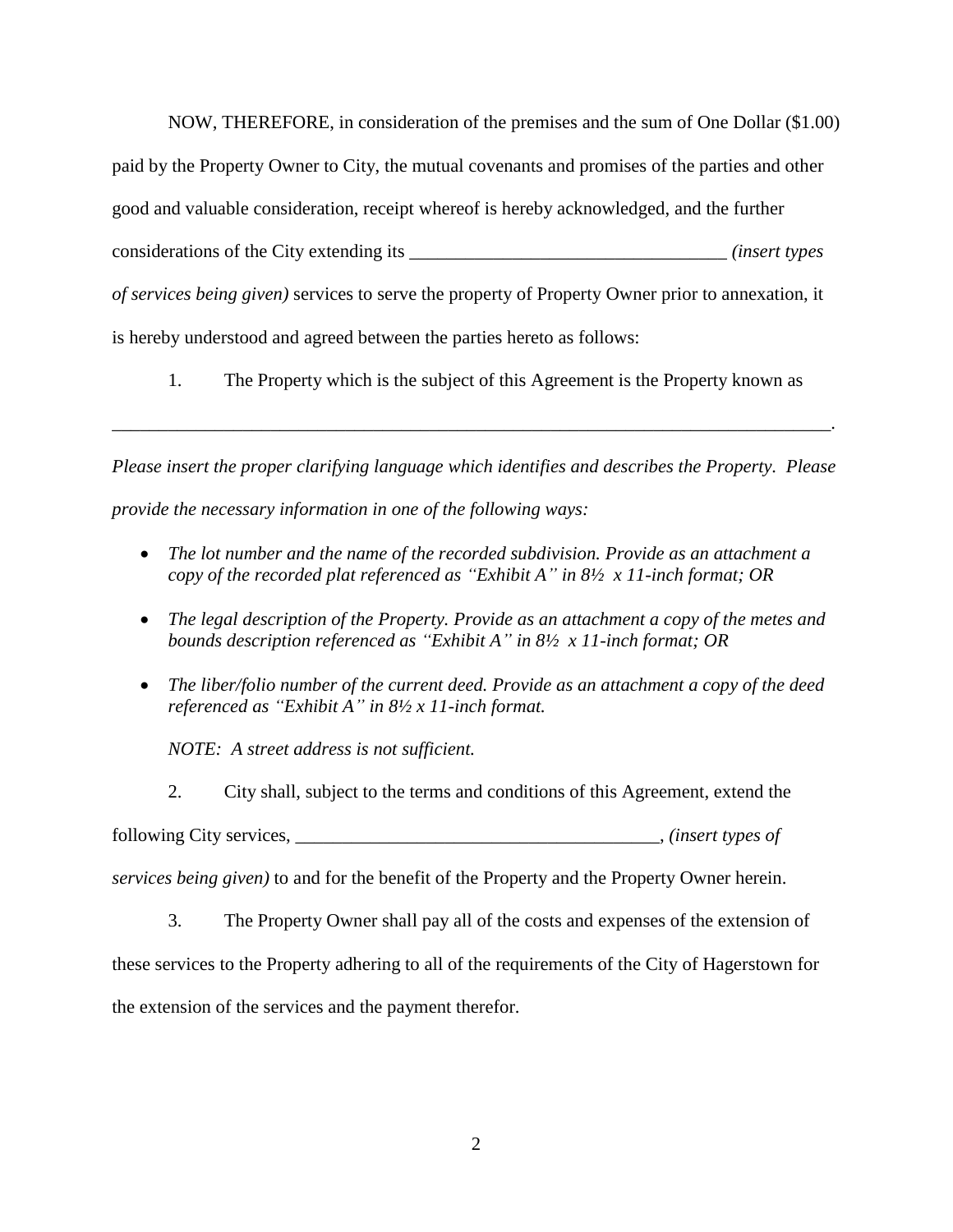NOW, THEREFORE, in consideration of the premises and the sum of One Dollar ($1.00) paid by the Property Owner to City, the mutual covenants and promises of the parties and other good and valuable consideration, receipt whereof is hereby acknowledged, and the further considerations of the City extending its __________________________________ *(insert types of services being given)* services to serve the property of Property Owner prior to annexation, it is hereby understood and agreed between the parties hereto as follows:

1. The Property which is the subject of this Agreement is the Property known as

_________________________________________________________________________________.

*Please insert the proper clarifying language which identifies and describes the Property. Please provide the necessary information in one of the following ways:*

- *The lot number and the name of the recorded subdivision. Provide as an attachment a copy of the recorded plat referenced as "Exhibit A" in 8½ x 11-inch format; OR*
- *The legal description of the Property. Provide as an attachment a copy of the metes and bounds description referenced as "Exhibit A" in 8½ x 11-inch format; OR*
- *The liber/folio number of the current deed. Provide as an attachment a copy of the deed referenced as "Exhibit A" in 8½ x 11-inch format.*

*NOTE: A street address is not sufficient.*

2. City shall, subject to the terms and conditions of this Agreement, extend the following City services, ________________________________________, *(insert types of services being given)* to and for the benefit of the Property and the Property Owner herein.

3. The Property Owner shall pay all of the costs and expenses of the extension of these services to the Property adhering to all of the requirements of the City of Hagerstown for the extension of the services and the payment therefor.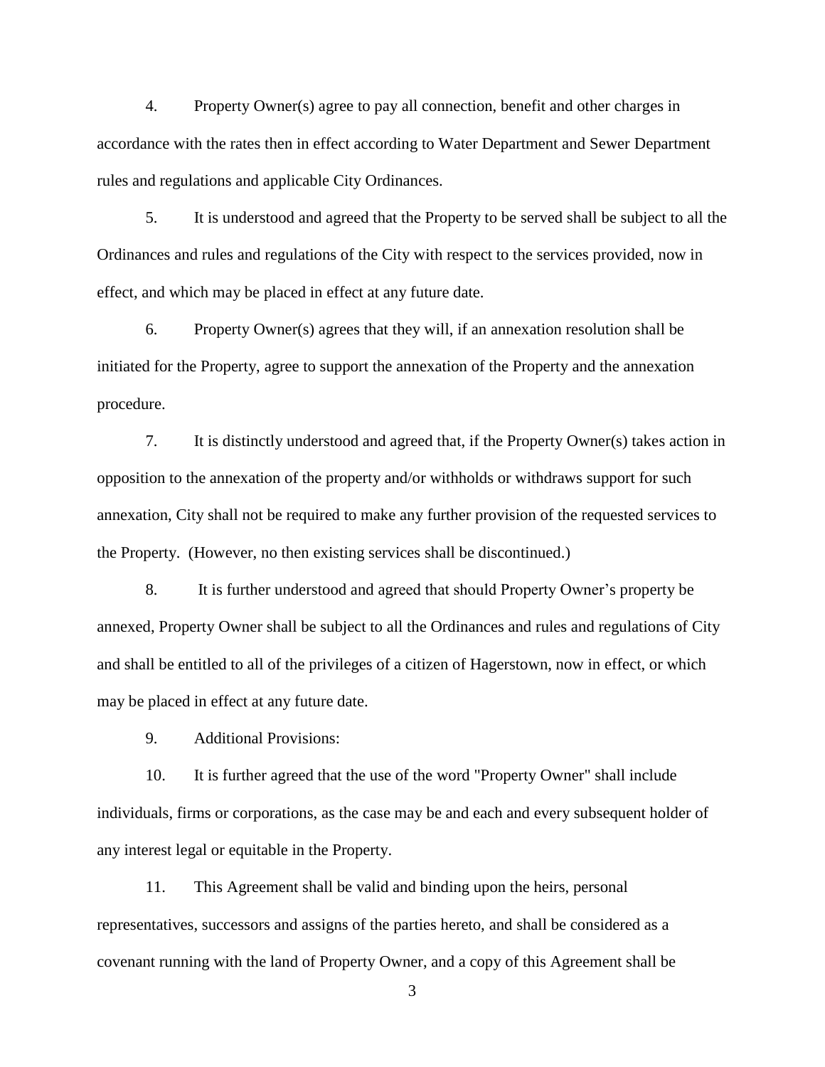4. Property Owner(s) agree to pay all connection, benefit and other charges in accordance with the rates then in effect according to Water Department and Sewer Department rules and regulations and applicable City Ordinances.

5. It is understood and agreed that the Property to be served shall be subject to all the Ordinances and rules and regulations of the City with respect to the services provided, now in effect, and which may be placed in effect at any future date.

6. Property Owner(s) agrees that they will, if an annexation resolution shall be initiated for the Property, agree to support the annexation of the Property and the annexation procedure.

7. It is distinctly understood and agreed that, if the Property Owner(s) takes action in opposition to the annexation of the property and/or withholds or withdraws support for such annexation, City shall not be required to make any further provision of the requested services to the Property. (However, no then existing services shall be discontinued.)

8. It is further understood and agreed that should Property Owner's property be annexed, Property Owner shall be subject to all the Ordinances and rules and regulations of City and shall be entitled to all of the privileges of a citizen of Hagerstown, now in effect, or which may be placed in effect at any future date.

9. Additional Provisions:

10. It is further agreed that the use of the word "Property Owner" shall include individuals, firms or corporations, as the case may be and each and every subsequent holder of any interest legal or equitable in the Property.

11. This Agreement shall be valid and binding upon the heirs, personal representatives, successors and assigns of the parties hereto, and shall be considered as a covenant running with the land of Property Owner, and a copy of this Agreement shall be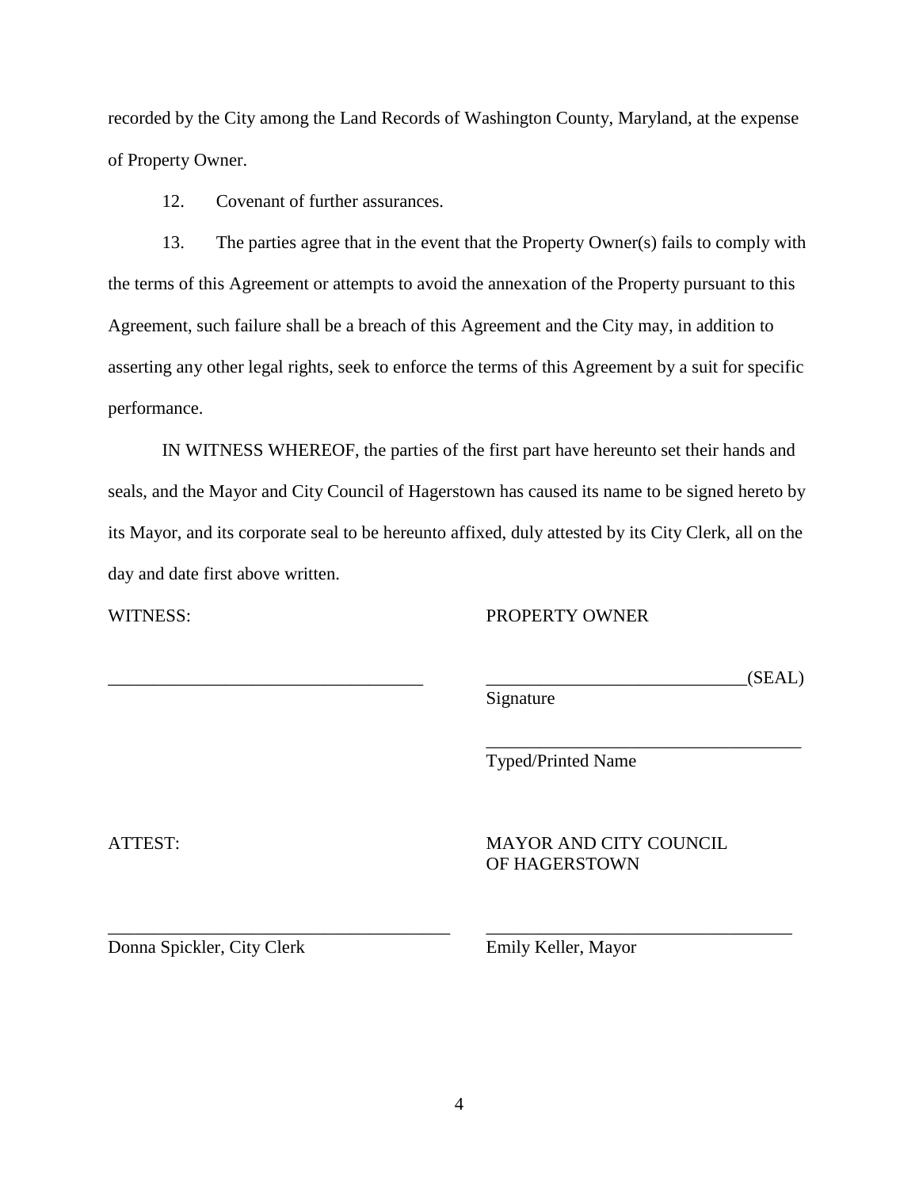recorded by the City among the Land Records of Washington County, Maryland, at the expense of Property Owner.

12. Covenant of further assurances.

13. The parties agree that in the event that the Property Owner(s) fails to comply with the terms of this Agreement or attempts to avoid the annexation of the Property pursuant to this Agreement, such failure shall be a breach of this Agreement and the City may, in addition to asserting any other legal rights, seek to enforce the terms of this Agreement by a suit for specific performance.

IN WITNESS WHEREOF, the parties of the first part have hereunto set their hands and seals, and the Mayor and City Council of Hagerstown has caused its name to be signed hereto by its Mayor, and its corporate seal to be hereunto affixed, duly attested by its City Clerk, all on the day and date first above written.

WITNESS: PROPERTY OWNER

___________________________________ _____________________________(SEAL)
Signature

___________________________________
Typed/Printed Name

ATTEST: MAYOR AND CITY COUNCIL OF HAGERSTOWN

___________________________________ ___________________________________
Donna Spickler, City Clerk Emily Keller, Mayor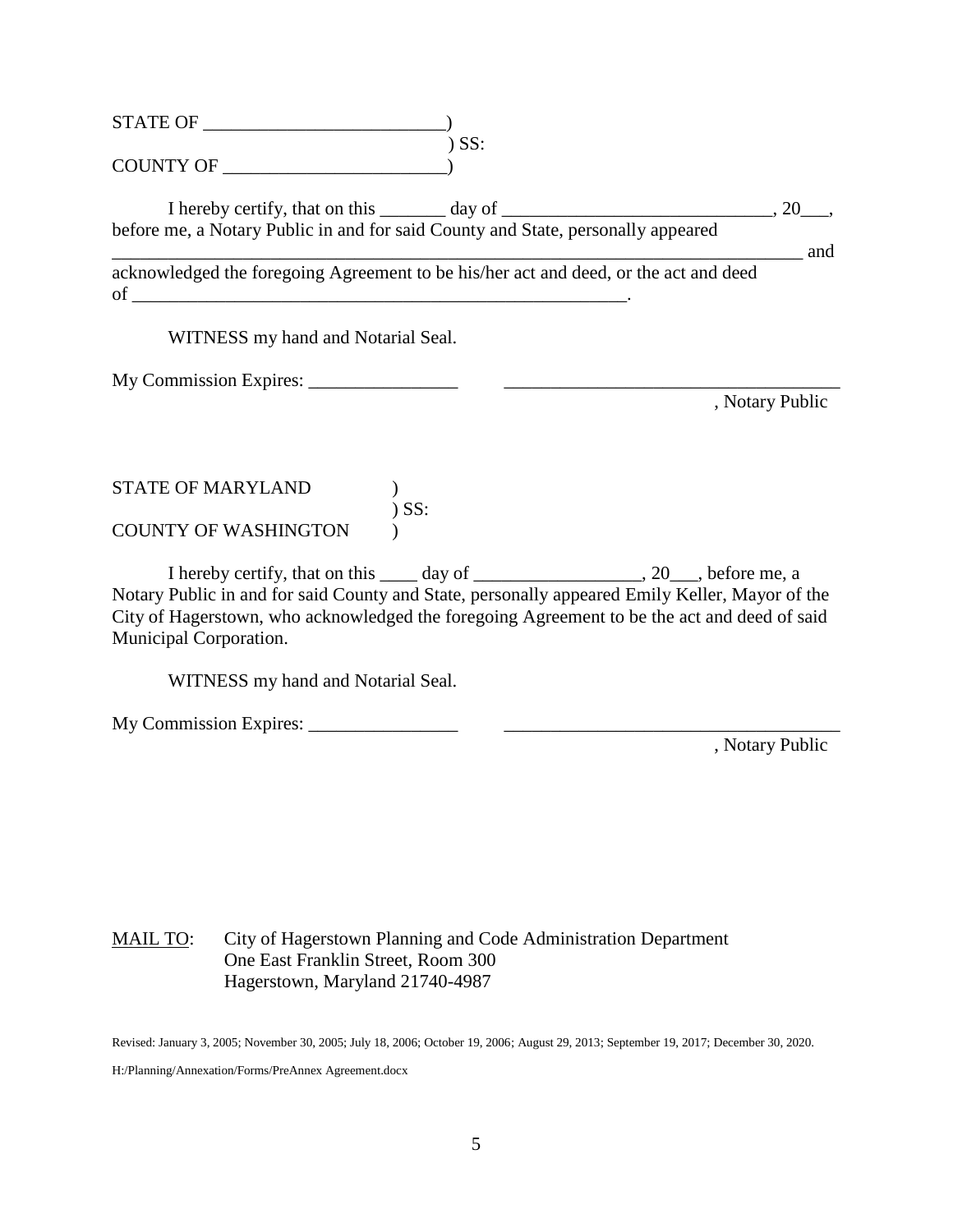STATE OF ___________________________)  
) SS:  
COUNTY OF _________________________)

I hereby certify, that on this _______ day of ______________________________, 20___, before me, a Notary Public in and for said County and State, personally appeared ______________________________________________________________________________ and acknowledged the foregoing Agreement to be his/her act and deed, or the act and deed of ________________________________________________________.

WITNESS my hand and Notarial Seal.

My Commission Expires: ________________ ____________________________________  
, Notary Public

STATE OF MARYLAND )  
) SS:  
COUNTY OF WASHINGTON )

I hereby certify, that on this ____ day of __________________, 20___, before me, a Notary Public in and for said County and State, personally appeared Emily Keller, Mayor of the City of Hagerstown, who acknowledged the foregoing Agreement to be the act and deed of said Municipal Corporation.

WITNESS my hand and Notarial Seal.

My Commission Expires: ________________ ____________________________________  
, Notary Public

<u>MAIL TO</u>: City of Hagerstown Planning and Code Administration Department  
One East Franklin Street, Room 300  
Hagerstown, Maryland 21740-4987

Revised: January 3, 2005; November 30, 2005; July 18, 2006; October 19, 2006; August 29, 2013; September 19, 2017; December 30, 2020.

H:/Planning/Annexation/Forms/PreAnnex Agreement.docx